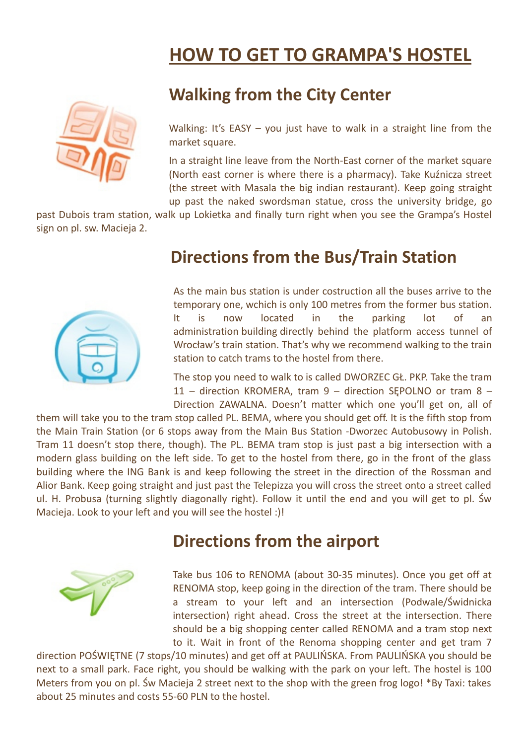# HOW TO GET TO GRAMPA'S HOSTEL

## Walking from the City Center

Walking: It's EASY – you just have to walk in a straight line from the market square.

In a straight line leave from the North-East corner of the market square (North east corner is where there is a pharmacy). Take Kuźnicza street (the street with Masala the big indian restaurant). Keep going straight up past the naked swordsman statue, cross the university bridge, go past Dubois tram station, walk up Lokietka and finally turn right when you see the Grampa's Hostel sign on pl. sw. Macieja 2.

## Directions from the Bus/Train Station

As the main bus station is under costruction all the buses arrive to the temporary one, wchich is only 100 metres from the former bus station. It is now located in the parking lot of an administration building directly behind the platform access tunnel of Wrocław's train station. That's why we recommend walking to the train station to catch trams to the hostel from there.

The stop you need to walk to is called DWORZEC GŁ. PKP. Take the tram 11 – direction KROMERA, tram 9 – direction SĘPOLNO or tram 8 – Direction ZAWALNA. Doesn't matter which one you'll get on, all of them will take you to the tram stop called PL. BEMA, where you should get off. It is the fifth stop from the Main Train Station (or 6 stops away from the Main Bus Station -Dworzec Autobusowy in Polish. Tram 11 doesn't stop there, though). The PL. BEMA tram stop is just past a big intersection with a modern glass building on the left side. To get to the hostel from there, go in the front of the glass building where the ING Bank is and keep following the street in the direction of the Rossman and Alior Bank. Keep going straight and just past the Telepizza you will cross the street onto a street called ul. H. Probusa (turning slightly diagonally right). Follow it until the end and you will get to pl. Św Macieja. Look to your left and you will see the hostel :)!

## Directions from the airport

Take bus 106 to RENOMA (about 30-35 minutes). Once you get off at RENOMA stop, keep going in the direction of the tram. There should be a stream to your left and an intersection (Podwale/Świdnicka intersection) right ahead. Cross the street at the intersection. There should be a big shopping center called RENOMA and a tram stop next to it. Wait in front of the Renoma shopping center and get tram 7 direction POŚWIĘTNE (7 stops/10 minutes) and get off at PAULIŃSKA. From PAULIŃSKA you should be next to a small park. Face right, you should be walking with the park on your left. The hostel is 100 Meters from you on pl. Św Macieja 2 street next to the shop with the green frog logo! *By Taxi: takes about 25 minutes and costs 55-60 PLN to the hostel.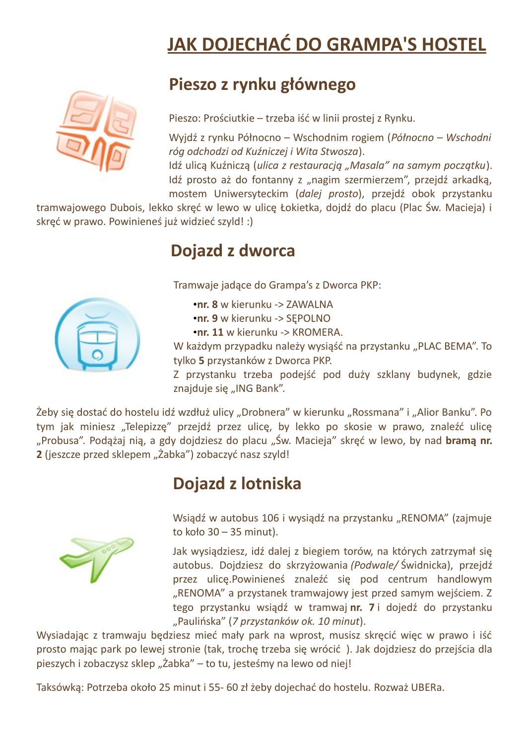# JAK DOJECHAĆ DO GRAMPA'S HOSTEL

## Pieszo z rynku głównego

Pieszo: Prościutkie – trzeba iść w linii prostej z Rynku.

Wyjdź z rynku Północno – Wschodnim rogiem (*Północno – Wschodni róg odchodzi od Kuźniczej i Wita Stwosza*).
Idź ulicą Kuźniczą (*ulica z restauracją „Masala" na samym początku*). Idź prosto aż do fontanny z „nagim szermierzem", przejdź arkadką, mostem Uniwersyteckim (*dalej prosto*), przejdź obok przystanku tramwajowego Dubois, lekko skręć w lewo w ulicę Łokietka, dojdź do placu (Plac Św. Macieja) i skręć w prawo. Powinieneś już widzieć szyld! :)

## Dojazd z dworca

Tramwaje jadące do Grampa's z Dworca PKP:

- **nr. 8** w kierunku -> ZAWALNA
- **nr. 9** w kierunku -> SĘPOLNO
- **nr. 11** w kierunku -> KROMERA.

W każdym przypadku należy wysiąść na przystanku „PLAC BEMA". To tylko **5** przystanków z Dworca PKP.
Z przystanku trzeba podejść pod duży szklany budynek, gdzie znajduje się „ING Bank".

Żeby się dostać do hostelu idź wzdłuż ulicy „Drobnera" w kierunku „Rossmana" i „Alior Banku". Po tym jak miniesz „Telepizzę" przejdź przez ulicę, by lekko po skosie w prawo, znaleźć ulicę „Probusa". Podążaj nią, a gdy dojdziesz do placu „Św. Macieja" skręć w lewo, by nad **bramą nr. 2** (jeszcze przed sklepem „Żabka") zobaczyć nasz szyld!

## Dojazd z lotniska

Wsiądź w autobus 106 i wysiądź na przystanku „RENOMA" (zajmuje to koło 30 – 35 minut).

Jak wysiądziesz, idź dalej z biegiem torów, na których zatrzymał się autobus. Dojdziesz do skrzyżowania *(Podwale/* Świdnicka), przejdź przez ulicę.Powinieneś znaleźć się pod centrum handlowym „RENOMA" a przystanek tramwajowy jest przed samym wejściem. Z tego przystanku wsiądź w tramwaj **nr. 7** i dojedź do przystanku „Paulińska" (*7 przystanków ok. 10 minut*).
Wysiadając z tramwaju będziesz mieć mały park na wprost, musisz skręcić więc w prawo i iść prosto mając park po lewej stronie (tak, trochę trzeba się wrócić ). Jak dojdziesz do przejścia dla pieszych i zobaczysz sklep „Żabka" – to tu, jesteśmy na lewo od niej!

Taksówką: Potrzeba około 25 minut i 55- 60 zł żeby dojechać do hostelu. Rozważ UBERa.